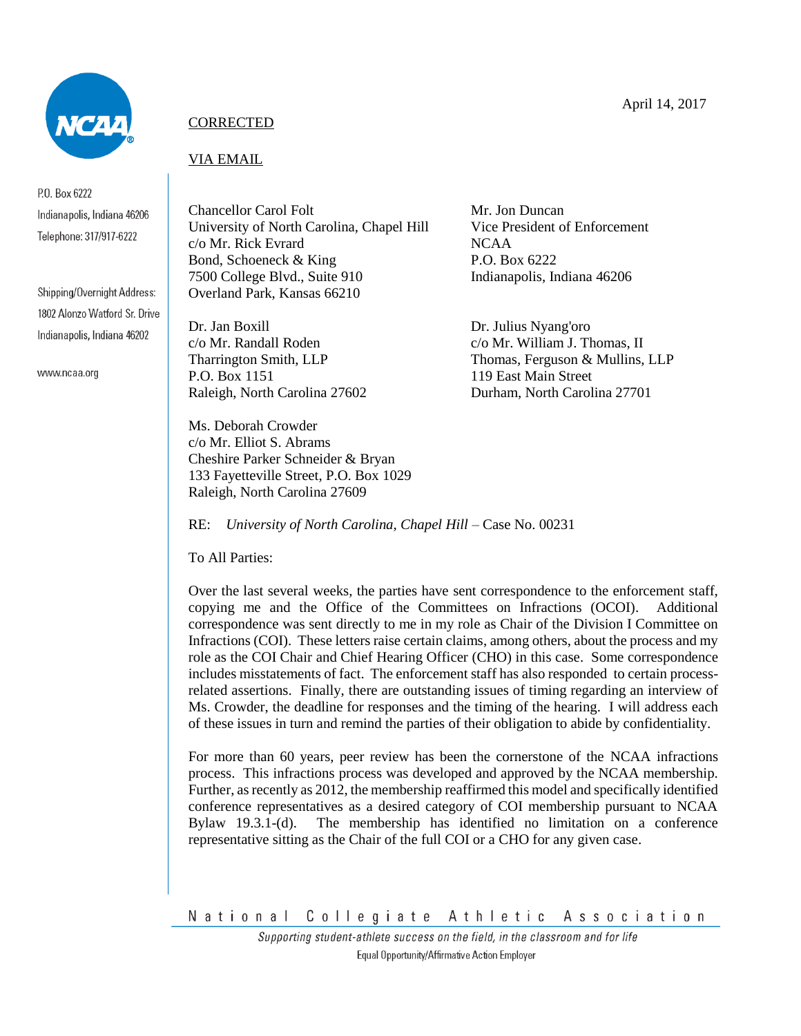April 14, 2017

CORRECTED

VIA EMAIL

Chancellor Carol Folt
University of North Carolina, Chapel Hill
c/o Mr. Rick Evrard
Bond, Schoeneck & King
7500 College Blvd., Suite 910
Overland Park, Kansas 66210

Mr. Jon Duncan
Vice President of Enforcement
NCAA
P.O. Box 6222
Indianapolis, Indiana 46206

Dr. Jan Boxill
c/o Mr. Randall Roden
Tharrington Smith, LLP
P.O. Box 1151
Raleigh, North Carolina 27602

Dr. Julius Nyang'oro
c/o Mr. William J. Thomas, II
Thomas, Ferguson & Mullins, LLP
119 East Main Street
Durham, North Carolina 27701

Ms. Deborah Crowder
c/o Mr. Elliot S. Abrams
Cheshire Parker Schneider & Bryan
133 Fayetteville Street, P.O. Box 1029
Raleigh, North Carolina 27609

RE: *University of North Carolina, Chapel Hill* – Case No. 00231

To All Parties:

Over the last several weeks, the parties have sent correspondence to the enforcement staff, copying me and the Office of the Committees on Infractions (OCOI). Additional correspondence was sent directly to me in my role as Chair of the Division I Committee on Infractions (COI). These letters raise certain claims, among others, about the process and my role as the COI Chair and Chief Hearing Officer (CHO) in this case. Some correspondence includes misstatements of fact. The enforcement staff has also responded to certain process-related assertions. Finally, there are outstanding issues of timing regarding an interview of Ms. Crowder, the deadline for responses and the timing of the hearing. I will address each of these issues in turn and remind the parties of their obligation to abide by confidentiality.

For more than 60 years, peer review has been the cornerstone of the NCAA infractions process. This infractions process was developed and approved by the NCAA membership. Further, as recently as 2012, the membership reaffirmed this model and specifically identified conference representatives as a desired category of COI membership pursuant to NCAA Bylaw 19.3.1-(d). The membership has identified no limitation on a conference representative sitting as the Chair of the full COI or a CHO for any given case.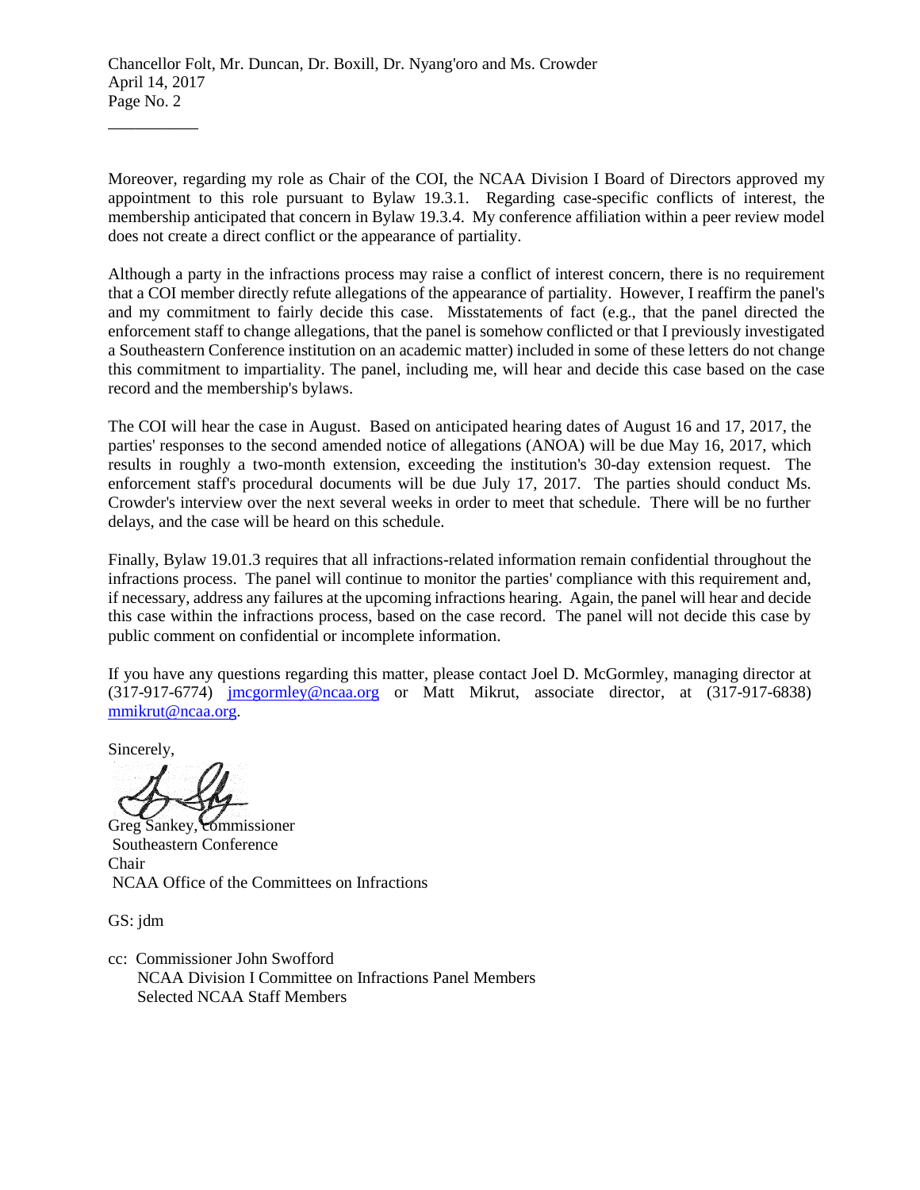Moreover, regarding my role as Chair of the COI, the NCAA Division I Board of Directors approved my appointment to this role pursuant to Bylaw 19.3.1. Regarding case-specific conflicts of interest, the membership anticipated that concern in Bylaw 19.3.4. My conference affiliation within a peer review model does not create a direct conflict or the appearance of partiality.

Although a party in the infractions process may raise a conflict of interest concern, there is no requirement that a COI member directly refute allegations of the appearance of partiality. However, I reaffirm the panel's and my commitment to fairly decide this case. Misstatements of fact (e.g., that the panel directed the enforcement staff to change allegations, that the panel is somehow conflicted or that I previously investigated a Southeastern Conference institution on an academic matter) included in some of these letters do not change this commitment to impartiality. The panel, including me, will hear and decide this case based on the case record and the membership's bylaws.

The COI will hear the case in August. Based on anticipated hearing dates of August 16 and 17, 2017, the parties' responses to the second amended notice of allegations (ANOA) will be due May 16, 2017, which results in roughly a two-month extension, exceeding the institution's 30-day extension request. The enforcement staff's procedural documents will be due July 17, 2017. The parties should conduct Ms. Crowder's interview over the next several weeks in order to meet that schedule. There will be no further delays, and the case will be heard on this schedule.

Finally, Bylaw 19.01.3 requires that all infractions-related information remain confidential throughout the infractions process. The panel will continue to monitor the parties' compliance with this requirement and, if necessary, address any failures at the upcoming infractions hearing. Again, the panel will hear and decide this case within the infractions process, based on the case record. The panel will not decide this case by public comment on confidential or incomplete information.

If you have any questions regarding this matter, please contact Joel D. McGormley, managing director at (317-917-6774) jmcgormley@ncaa.org or Matt Mikrut, associate director, at (317-917-6838) mmikrut@ncaa.org.

Sincerely,

Greg Sankey, Commissioner
Southeastern Conference
Chair
NCAA Office of the Committees on Infractions

GS: jdm

cc: Commissioner John Swofford
NCAA Division I Committee on Infractions Panel Members
Selected NCAA Staff Members